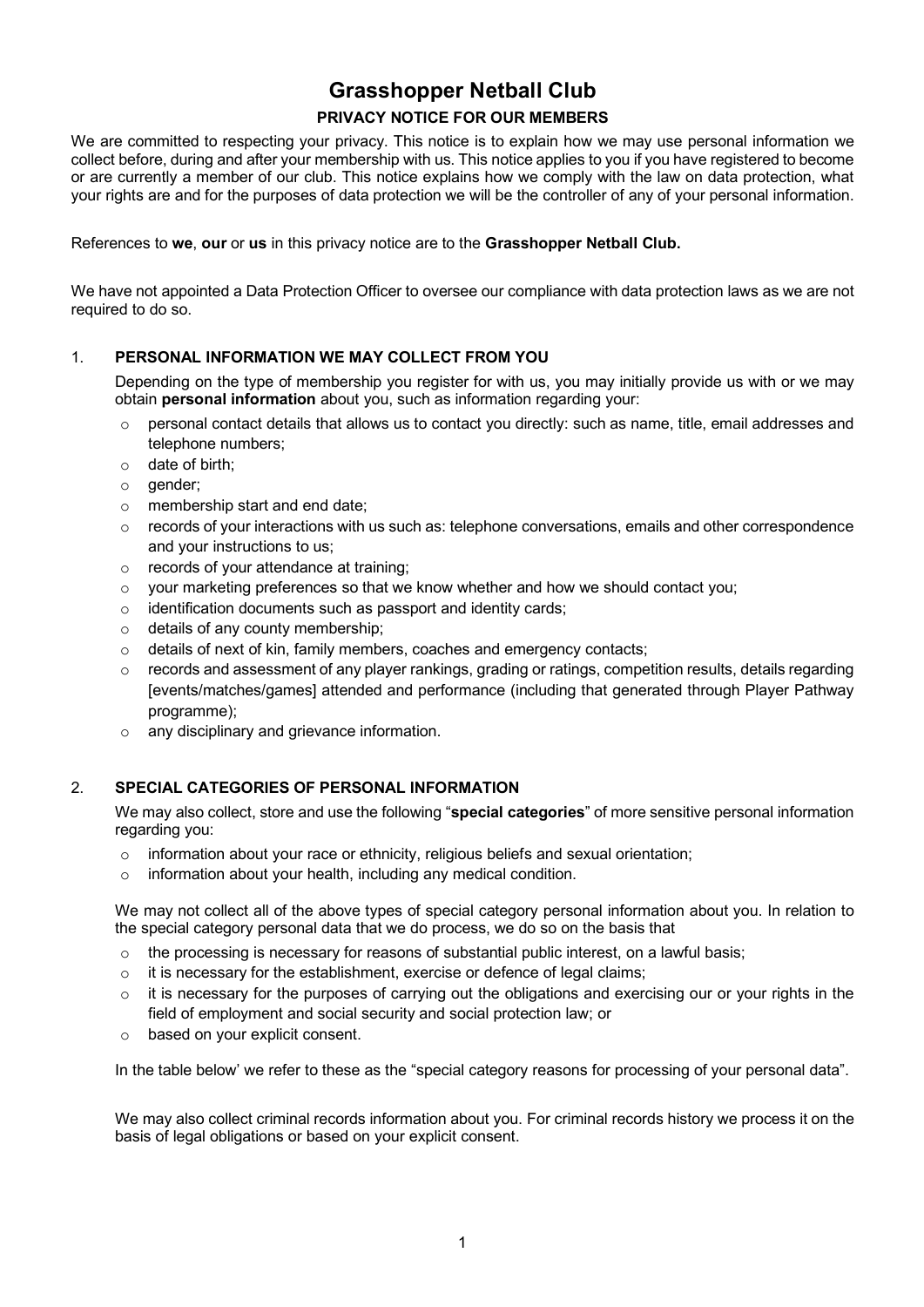# Grasshopper Netball Club

## PRIVACY NOTICE FOR OUR MEMBERS

We are committed to respecting your privacy. This notice is to explain how we may use personal information we collect before, during and after your membership with us. This notice applies to you if you have registered to become or are currently a member of our club. This notice explains how we comply with the law on data protection, what your rights are and for the purposes of data protection we will be the controller of any of your personal information.

References to **we**, **our** or **us** in this privacy notice are to the **Grasshopper Netball Club.**

We have not appointed a Data Protection Officer to oversee our compliance with data protection laws as we are not required to do so.

### 1. PERSONAL INFORMATION WE MAY COLLECT FROM YOU

Depending on the type of membership you register for with us, you may initially provide us with or we may obtain **personal information** about you, such as information regarding your:

- personal contact details that allows us to contact you directly: such as name, title, email addresses and telephone numbers;
- date of birth;
- gender;
- membership start and end date;
- records of your interactions with us such as: telephone conversations, emails and other correspondence and your instructions to us;
- records of your attendance at training;
- your marketing preferences so that we know whether and how we should contact you;
- identification documents such as passport and identity cards;
- details of any county membership;
- details of next of kin, family members, coaches and emergency contacts;
- records and assessment of any player rankings, grading or ratings, competition results, details regarding [events/matches/games] attended and performance (including that generated through Player Pathway programme);
- any disciplinary and grievance information.

### 2. SPECIAL CATEGORIES OF PERSONAL INFORMATION

We may also collect, store and use the following "**special categories**" of more sensitive personal information regarding you:

- information about your race or ethnicity, religious beliefs and sexual orientation;
- information about your health, including any medical condition.

We may not collect all of the above types of special category personal information about you. In relation to the special category personal data that we do process, we do so on the basis that

- the processing is necessary for reasons of substantial public interest, on a lawful basis;
- it is necessary for the establishment, exercise or defence of legal claims;
- it is necessary for the purposes of carrying out the obligations and exercising our or your rights in the field of employment and social security and social protection law; or
- based on your explicit consent.

In the table below' we refer to these as the "special category reasons for processing of your personal data".

We may also collect criminal records information about you. For criminal records history we process it on the basis of legal obligations or based on your explicit consent.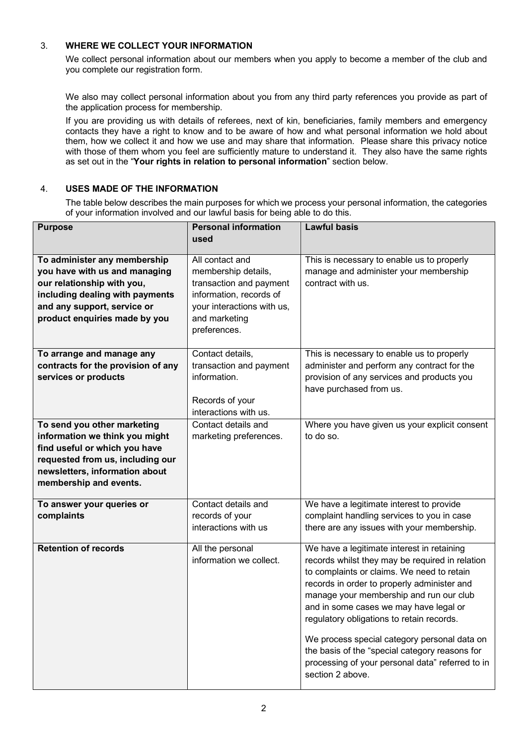## 3. WHERE WE COLLECT YOUR INFORMATION

We collect personal information about our members when you apply to become a member of the club and you complete our registration form.

We also may collect personal information about you from any third party references you provide as part of the application process for membership.

If you are providing us with details of referees, next of kin, beneficiaries, family members and emergency contacts they have a right to know and to be aware of how and what personal information we hold about them, how we collect it and how we use and may share that information. Please share this privacy notice with those of them whom you feel are sufficiently mature to understand it. They also have the same rights as set out in the "**Your rights in relation to personal information**" section below.

## 4. USES MADE OF THE INFORMATION

The table below describes the main purposes for which we process your personal information, the categories of your information involved and our lawful basis for being able to do this.

| Purpose | Personal information used | Lawful basis |
| --- | --- | --- |
| **To administer any membership you have with us and managing our relationship with you, including dealing with payments and any support, service or product enquiries made by you** | All contact and membership details, transaction and payment information, records of your interactions with us, and marketing preferences. | This is necessary to enable us to properly manage and administer your membership contract with us. |
| **To arrange and manage any contracts for the provision of any services or products** | Contact details, transaction and payment information.<br><br>Records of your interactions with us. | This is necessary to enable us to properly administer and perform any contract for the provision of any services and products you have purchased from us. |
| **To send you other marketing information we think you might find useful or which you have requested from us, including our newsletters, information about membership and events.** | Contact details and marketing preferences. | Where you have given us your explicit consent to do so. |
| **To answer your queries or complaints** | Contact details and records of your interactions with us | We have a legitimate interest to provide complaint handling services to you in case there are any issues with your membership. |
| **Retention of records** | All the personal information we collect. | We have a legitimate interest in retaining records whilst they may be required in relation to complaints or claims. We need to retain records in order to properly administer and manage your membership and run our club and in some cases we may have legal or regulatory obligations to retain records.<br><br>We process special category personal data on the basis of the "special category reasons for processing of your personal data" referred to in section 2 above. |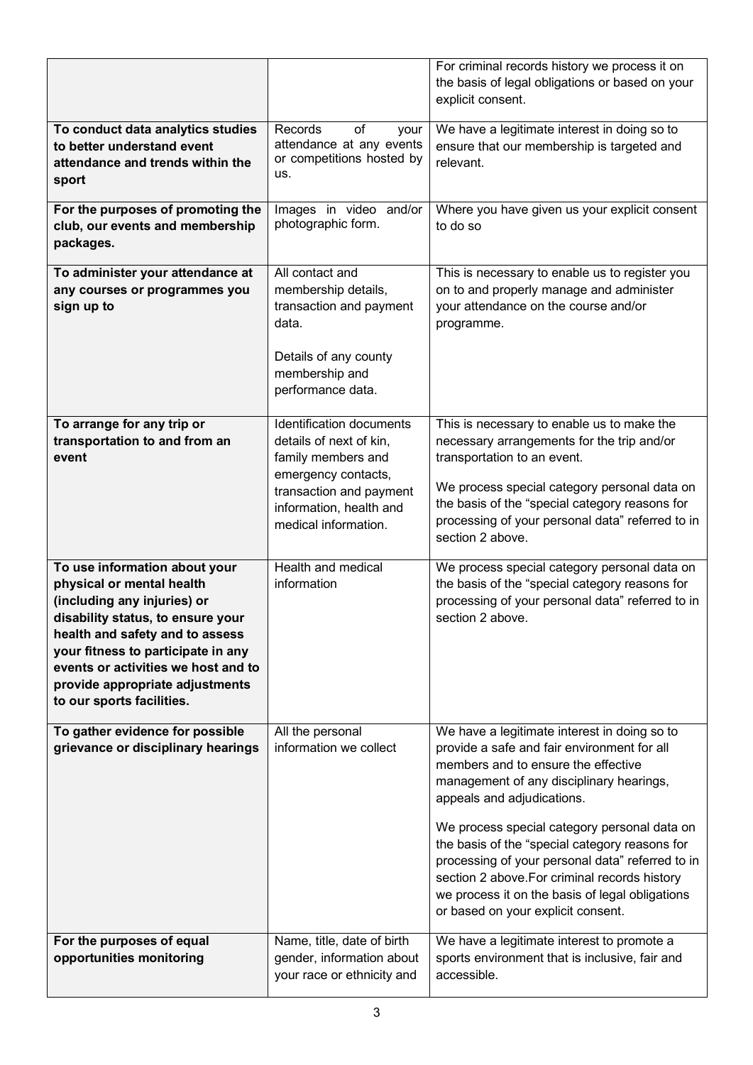| | | |
|---|---|---|
| | | For criminal records history we process it on the basis of legal obligations or based on your explicit consent. |
| **To conduct data analytics studies to better understand event attendance and trends within the sport** | Records of your attendance at any events or competitions hosted by us. | We have a legitimate interest in doing so to ensure that our membership is targeted and relevant. |
| **For the purposes of promoting the club, our events and membership packages.** | Images in video and/or photographic form. | Where you have given us your explicit consent to do so |
| **To administer your attendance at any courses or programmes you sign up to** | All contact and membership details, transaction and payment data.<br><br>Details of any county membership and performance data. | This is necessary to enable us to register you on to and properly manage and administer your attendance on the course and/or programme. |
| **To arrange for any trip or transportation to and from an event** | Identification documents details of next of kin, family members and emergency contacts, transaction and payment information, health and medical information. | This is necessary to enable us to make the necessary arrangements for the trip and/or transportation to an event.<br><br>We process special category personal data on the basis of the "special category reasons for processing of your personal data" referred to in section 2 above. |
| **To use information about your physical or mental health (including any injuries) or disability status, to ensure your health and safety and to assess your fitness to participate in any events or activities we host and to provide appropriate adjustments to our sports facilities.** | Health and medical information | We process special category personal data on the basis of the "special category reasons for processing of your personal data" referred to in section 2 above. |
| **To gather evidence for possible grievance or disciplinary hearings** | All the personal information we collect | We have a legitimate interest in doing so to provide a safe and fair environment for all members and to ensure the effective management of any disciplinary hearings, appeals and adjudications.<br><br>We process special category personal data on the basis of the "special category reasons for processing of your personal data" referred to in section 2 above.For criminal records history we process it on the basis of legal obligations or based on your explicit consent. |
| **For the purposes of equal opportunities monitoring** | Name, title, date of birth gender, information about your race or ethnicity and | We have a legitimate interest to promote a sports environment that is inclusive, fair and accessible. |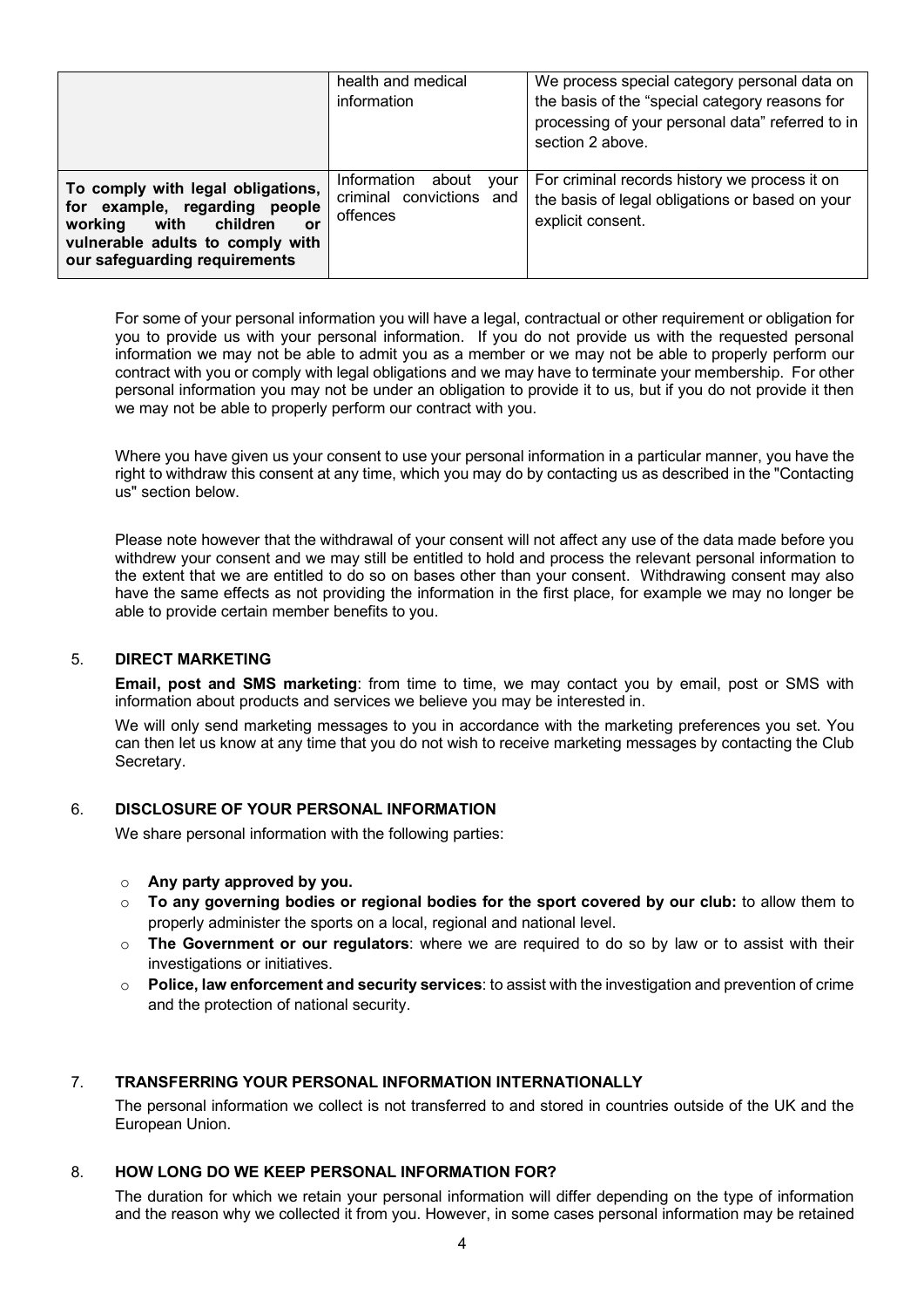| | | |
|---|---|---|
| | health and medical information | We process special category personal data on the basis of the "special category reasons for processing of your personal data" referred to in section 2 above. |
| **To comply with legal obligations, for example, regarding people working with children or vulnerable adults to comply with our safeguarding requirements** | Information about your criminal convictions and offences | For criminal records history we process it on the basis of legal obligations or based on your explicit consent. |

For some of your personal information you will have a legal, contractual or other requirement or obligation for you to provide us with your personal information. If you do not provide us with the requested personal information we may not be able to admit you as a member or we may not be able to properly perform our contract with you or comply with legal obligations and we may have to terminate your membership. For other personal information you may not be under an obligation to provide it to us, but if you do not provide it then we may not be able to properly perform our contract with you.

Where you have given us your consent to use your personal information in a particular manner, you have the right to withdraw this consent at any time, which you may do by contacting us as described in the "Contacting us" section below.

Please note however that the withdrawal of your consent will not affect any use of the data made before you withdrew your consent and we may still be entitled to hold and process the relevant personal information to the extent that we are entitled to do so on bases other than your consent. Withdrawing consent may also have the same effects as not providing the information in the first place, for example we may no longer be able to provide certain member benefits to you.

## 5. DIRECT MARKETING

**Email, post and SMS marketing**: from time to time, we may contact you by email, post or SMS with information about products and services we believe you may be interested in.

We will only send marketing messages to you in accordance with the marketing preferences you set. You can then let us know at any time that you do not wish to receive marketing messages by contacting the Club Secretary.

## 6. DISCLOSURE OF YOUR PERSONAL INFORMATION

We share personal information with the following parties:

- **Any party approved by you.**
- **To any governing bodies or regional bodies for the sport covered by our club:** to allow them to properly administer the sports on a local, regional and national level.
- **The Government or our regulators**: where we are required to do so by law or to assist with their investigations or initiatives.
- **Police, law enforcement and security services**: to assist with the investigation and prevention of crime and the protection of national security.

## 7. TRANSFERRING YOUR PERSONAL INFORMATION INTERNATIONALLY

The personal information we collect is not transferred to and stored in countries outside of the UK and the European Union.

## 8. HOW LONG DO WE KEEP PERSONAL INFORMATION FOR?

The duration for which we retain your personal information will differ depending on the type of information and the reason why we collected it from you. However, in some cases personal information may be retained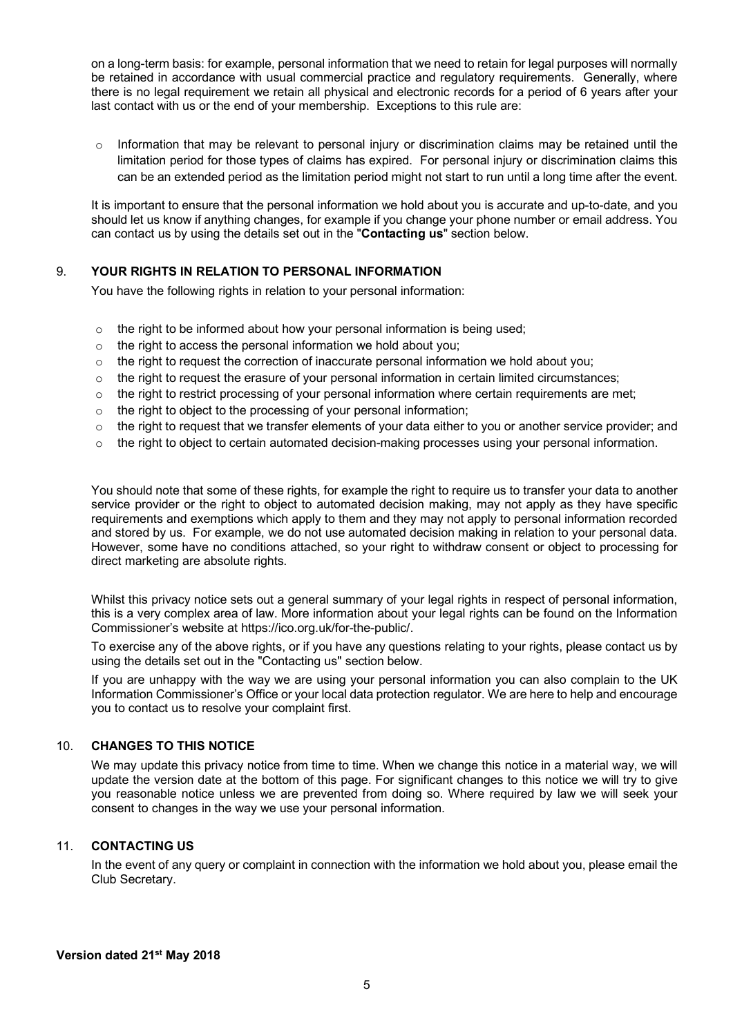on a long-term basis: for example, personal information that we need to retain for legal purposes will normally be retained in accordance with usual commercial practice and regulatory requirements. Generally, where there is no legal requirement we retain all physical and electronic records for a period of 6 years after your last contact with us or the end of your membership. Exceptions to this rule are:

- Information that may be relevant to personal injury or discrimination claims may be retained until the limitation period for those types of claims has expired. For personal injury or discrimination claims this can be an extended period as the limitation period might not start to run until a long time after the event.

It is important to ensure that the personal information we hold about you is accurate and up-to-date, and you should let us know if anything changes, for example if you change your phone number or email address. You can contact us by using the details set out in the "**Contacting us**" section below.

## 9. YOUR RIGHTS IN RELATION TO PERSONAL INFORMATION

You have the following rights in relation to your personal information:

- the right to be informed about how your personal information is being used;
- the right to access the personal information we hold about you;
- the right to request the correction of inaccurate personal information we hold about you;
- the right to request the erasure of your personal information in certain limited circumstances;
- the right to restrict processing of your personal information where certain requirements are met;
- the right to object to the processing of your personal information;
- the right to request that we transfer elements of your data either to you or another service provider; and
- the right to object to certain automated decision-making processes using your personal information.

You should note that some of these rights, for example the right to require us to transfer your data to another service provider or the right to object to automated decision making, may not apply as they have specific requirements and exemptions which apply to them and they may not apply to personal information recorded and stored by us. For example, we do not use automated decision making in relation to your personal data. However, some have no conditions attached, so your right to withdraw consent or object to processing for direct marketing are absolute rights.

Whilst this privacy notice sets out a general summary of your legal rights in respect of personal information, this is a very complex area of law. More information about your legal rights can be found on the Information Commissioner's website at https://ico.org.uk/for-the-public/.

To exercise any of the above rights, or if you have any questions relating to your rights, please contact us by using the details set out in the "Contacting us" section below.

If you are unhappy with the way we are using your personal information you can also complain to the UK Information Commissioner's Office or your local data protection regulator. We are here to help and encourage you to contact us to resolve your complaint first.

## 10. CHANGES TO THIS NOTICE

We may update this privacy notice from time to time. When we change this notice in a material way, we will update the version date at the bottom of this page. For significant changes to this notice we will try to give you reasonable notice unless we are prevented from doing so. Where required by law we will seek your consent to changes in the way we use your personal information.

## 11. CONTACTING US

In the event of any query or complaint in connection with the information we hold about you, please email the Club Secretary.

**Version dated 21st May 2018**